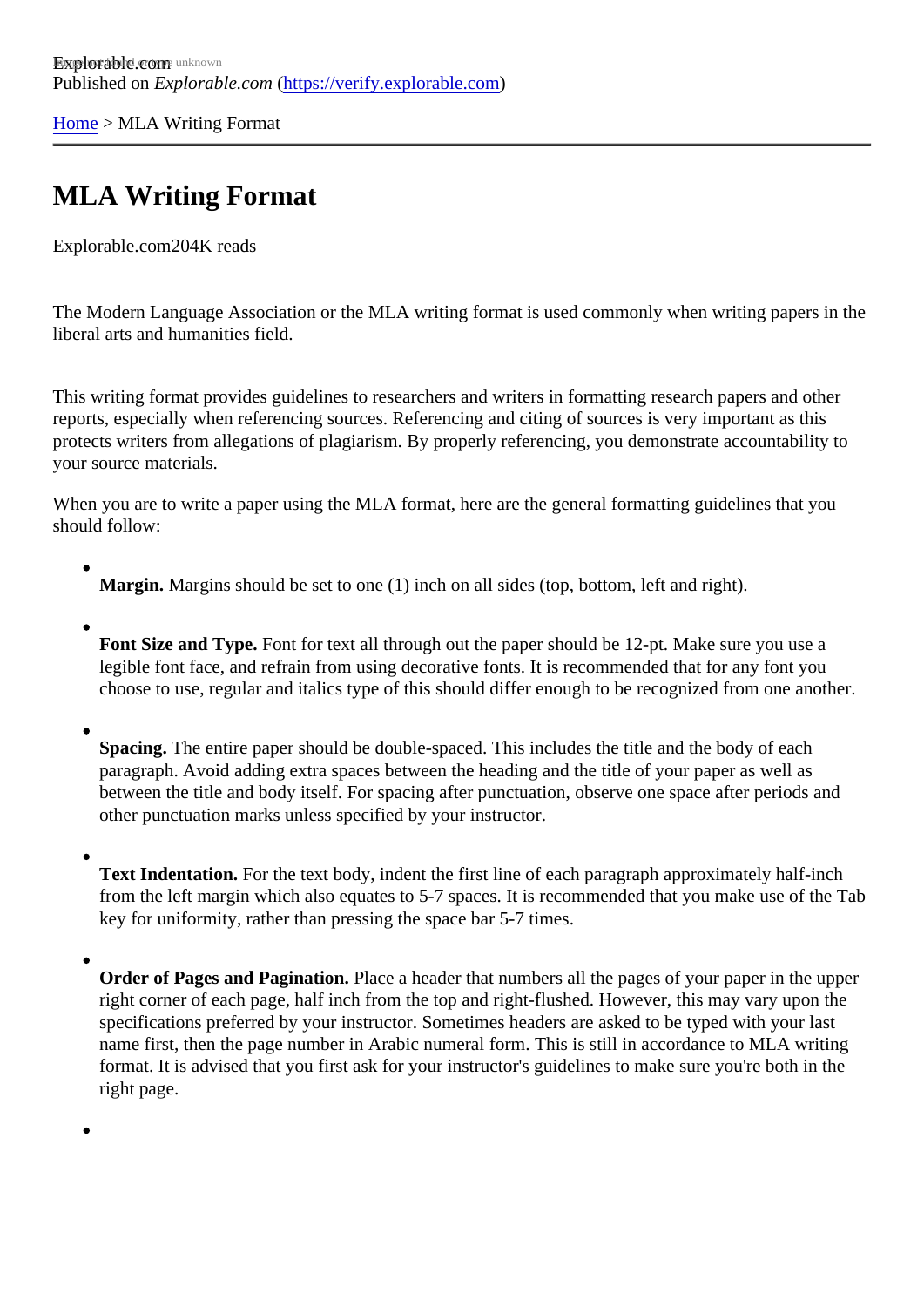Explorable.com
Published on *Explorable.com* (https://verify.explorable.com)

Home > MLA Writing Format

# MLA Writing Format

Explorable.com204K reads

The Modern Language Association or the MLA writing format is used commonly when writing papers in the liberal arts and humanities field.

This writing format provides guidelines to researchers and writers in formatting research papers and other reports, especially when referencing sources. Referencing and citing of sources is very important as this protects writers from allegations of plagiarism. By properly referencing, you demonstrate accountability to your source materials.

When you are to write a paper using the MLA format, here are the general formatting guidelines that you should follow:

- **Margin.** Margins should be set to one (1) inch on all sides (top, bottom, left and right).
- **Font Size and Type.** Font for text all through out the paper should be 12-pt. Make sure you use a legible font face, and refrain from using decorative fonts. It is recommended that for any font you choose to use, regular and italics type of this should differ enough to be recognized from one another.
- **Spacing.** The entire paper should be double-spaced. This includes the title and the body of each paragraph. Avoid adding extra spaces between the heading and the title of your paper as well as between the title and body itself. For spacing after punctuation, observe one space after periods and other punctuation marks unless specified by your instructor.
- **Text Indentation.** For the text body, indent the first line of each paragraph approximately half-inch from the left margin which also equates to 5-7 spaces. It is recommended that you make use of the Tab key for uniformity, rather than pressing the space bar 5-7 times.
- **Order of Pages and Pagination.** Place a header that numbers all the pages of your paper in the upper right corner of each page, half inch from the top and right-flushed. However, this may vary upon the specifications preferred by your instructor. Sometimes headers are asked to be typed with your last name first, then the page number in Arabic numeral form. This is still in accordance to MLA writing format. It is advised that you first ask for your instructor's guidelines to make sure you're both in the right page.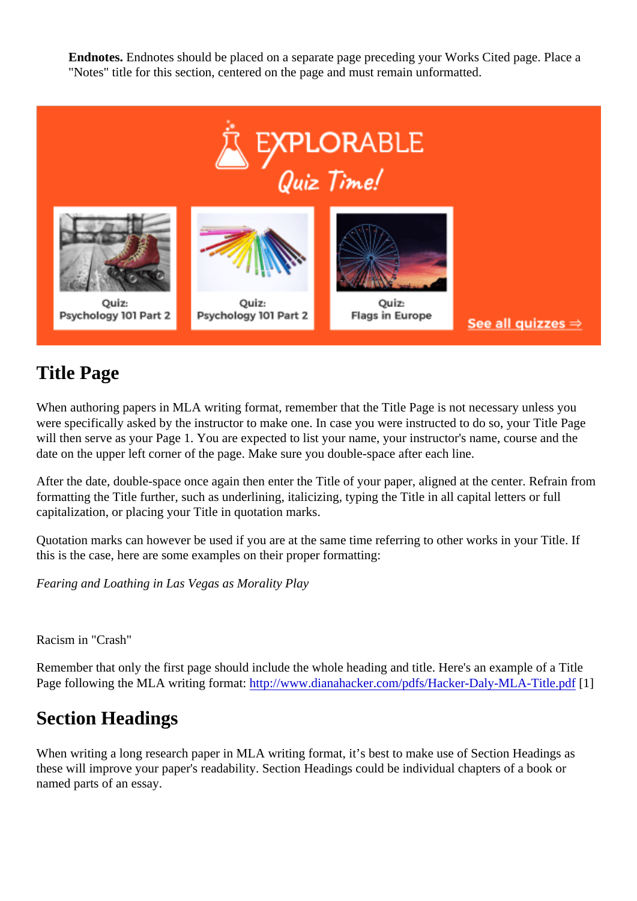**Endnotes.** Endnotes should be placed on a separate page preceding your Works Cited page. Place a "Notes" title for this section, centered on the page and must remain unformatted.

## Title Page

When authoring papers in MLA writing format, remember that the Title Page is not necessary unless you were specifically asked by the instructor to make one. In case you were instructed to do so, your Title Page will then serve as your Page 1. You are expected to list your name, your instructor's name, course and the date on the upper left corner of the page. Make sure you double-space after each line.

After the date, double-space once again then enter the Title of your paper, aligned at the center. Refrain from formatting the Title further, such as underlining, italicizing, typing the Title in all capital letters or full capitalization, or placing your Title in quotation marks.

Quotation marks can however be used if you are at the same time referring to other works in your Title. If this is the case, here are some examples on their proper formatting:

*Fearing and Loathing in Las Vegas as Morality Play*

Racism in "Crash"

Remember that only the first page should include the whole heading and title. Here's an example of a Title Page following the MLA writing format: http://www.dianahacker.com/pdfs/Hacker-Daly-MLA-Title.pdf [1]

## Section Headings

When writing a long research paper in MLA writing format, it's best to make use of Section Headings as these will improve your paper's readability. Section Headings could be individual chapters of a book or named parts of an essay.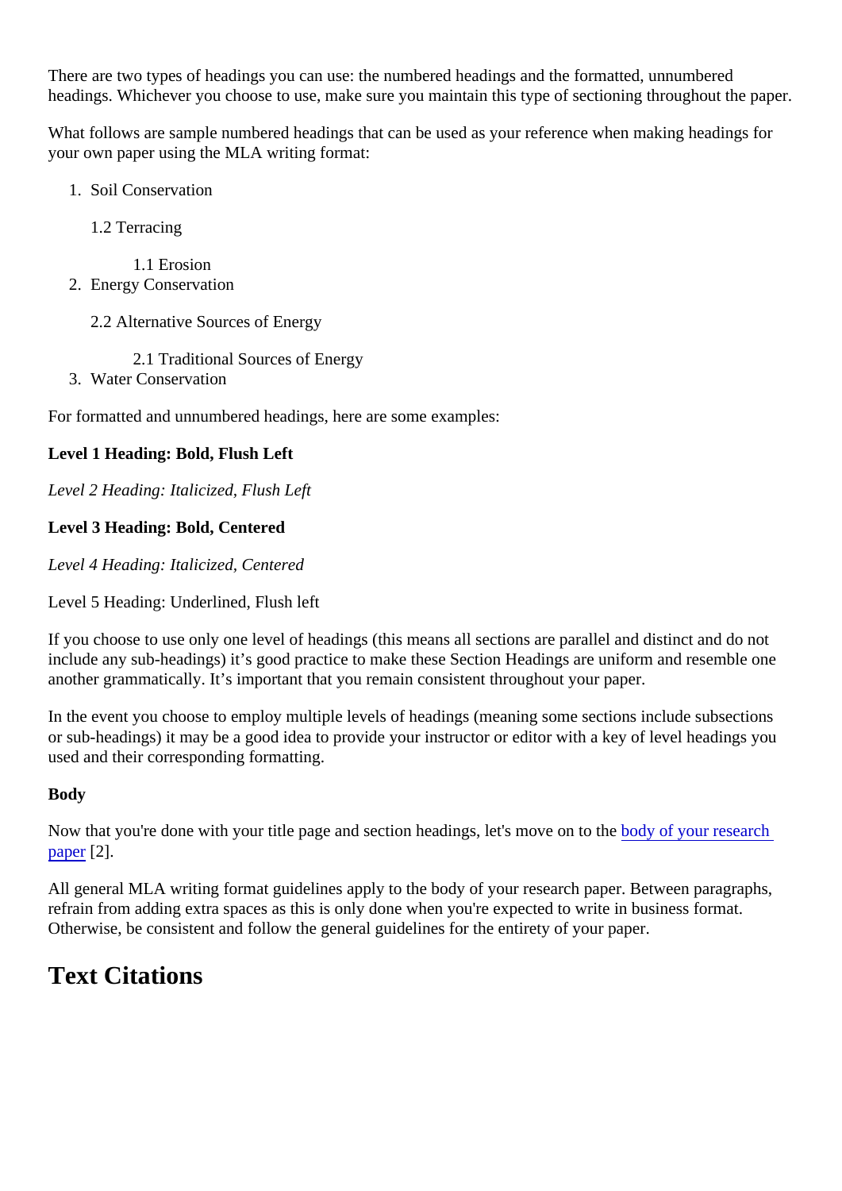There are two types of headings you can use: the numbered headings and the formatted, unnumbered headings. Whichever you choose to use, make sure you maintain this type of sectioning throughout the paper.

What follows are sample numbered headings that can be used as your reference when making headings for your own paper using the MLA writing format:

1. Soil Conservation

   1.2 Terracing

      1.1 Erosion
2. Energy Conservation

   2.2 Alternative Sources of Energy

      2.1 Traditional Sources of Energy
3. Water Conservation

For formatted and unnumbered headings, here are some examples:

**Level 1 Heading: Bold, Flush Left**

*Level 2 Heading: Italicized, Flush Left*

**Level 3 Heading: Bold, Centered**

*Level 4 Heading: Italicized, Centered*

<u>Level 5 Heading: Underlined, Flush left</u>

If you choose to use only one level of headings (this means all sections are parallel and distinct and do not include any sub-headings) it's good practice to make these Section Headings are uniform and resemble one another grammatically. It's important that you remain consistent throughout your paper.

In the event you choose to employ multiple levels of headings (meaning some sections include subsections or sub-headings) it may be a good idea to provide your instructor or editor with a key of level headings you used and their corresponding formatting.

**Body**

Now that you're done with your title page and section headings, let's move on to the body of your research paper [2].

All general MLA writing format guidelines apply to the body of your research paper. Between paragraphs, refrain from adding extra spaces as this is only done when you're expected to write in business format. Otherwise, be consistent and follow the general guidelines for the entirety of your paper.

## Text Citations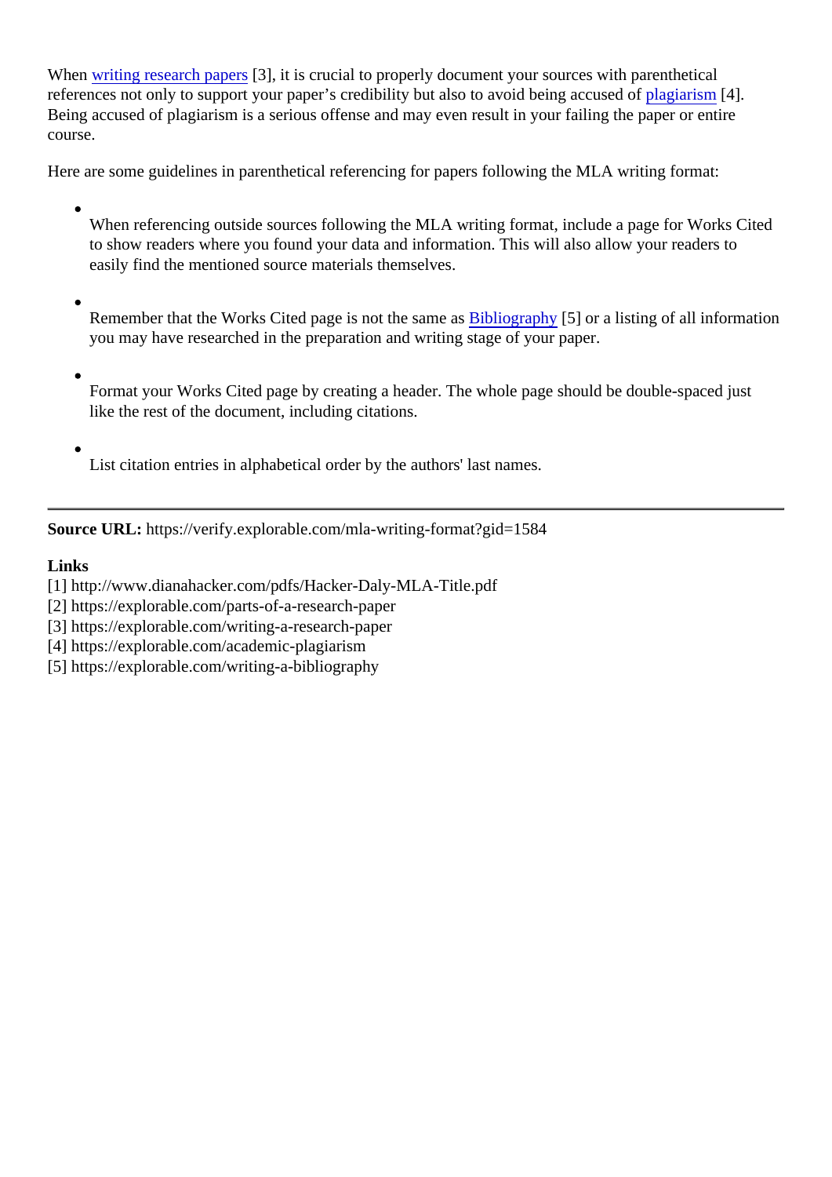When writing research papers [3], it is crucial to properly document your sources with parenthetical references not only to support your paper's credibility but also to avoid being accused of plagiarism [4]. Being accused of plagiarism is a serious offense and may even result in your failing the paper or entire course.

Here are some guidelines in parenthetical referencing for papers following the MLA writing format:

- When referencing outside sources following the MLA writing format, include a page for Works Cited to show readers where you found your data and information. This will also allow your readers to easily find the mentioned source materials themselves.
- Remember that the Works Cited page is not the same as Bibliography [5] or a listing of all information you may have researched in the preparation and writing stage of your paper.
- Format your Works Cited page by creating a header. The whole page should be double-spaced just like the rest of the document, including citations.
- List citation entries in alphabetical order by the authors' last names.

---

**Source URL:** https://verify.explorable.com/mla-writing-format?gid=1584

**Links**
[1] http://www.dianahacker.com/pdfs/Hacker-Daly-MLA-Title.pdf
[2] https://explorable.com/parts-of-a-research-paper
[3] https://explorable.com/writing-a-research-paper
[4] https://explorable.com/academic-plagiarism
[5] https://explorable.com/writing-a-bibliography